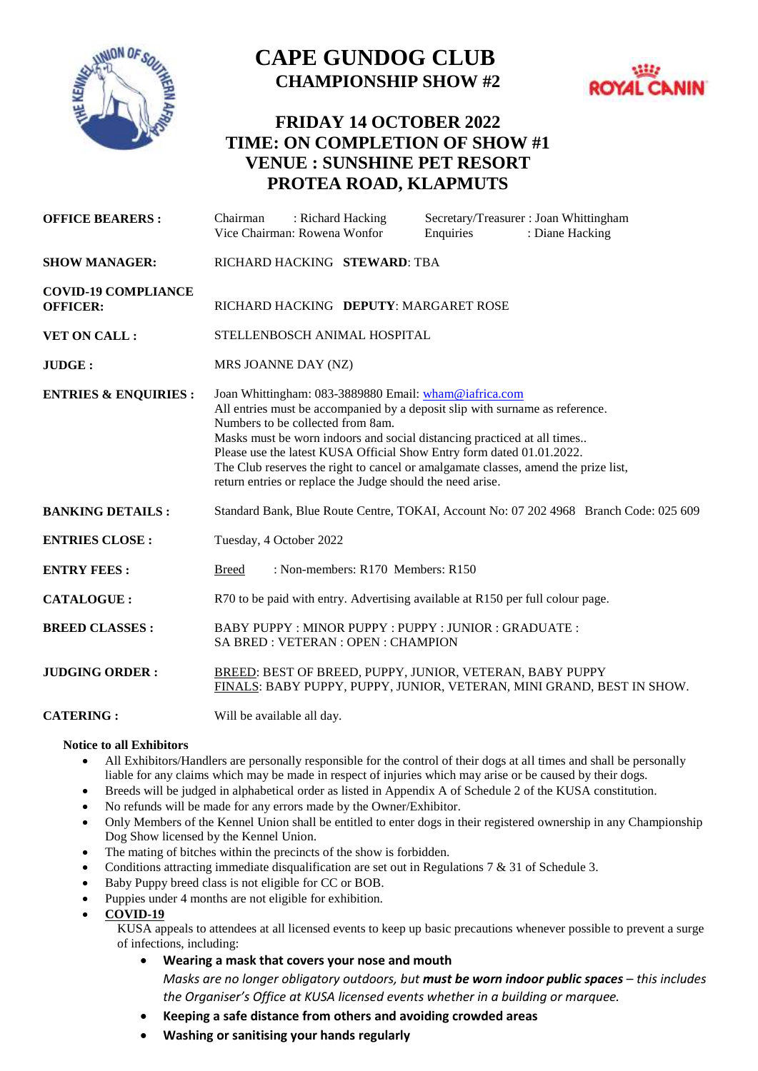# CAPE GUNDOG CLUB

## CHAMPIONSHIP SHOW #2

## FRIDAY 14 OCTOBER 2022
## TIME: ON COMPLETION OF SHOW #1
## VENUE : SUNSHINE PET RESORT
## PROTEA ROAD, KLAPMUTS

| | |
|---|---|
| **OFFICE BEARERS :** | Chairman : Richard Hacking &nbsp;&nbsp; Secretary/Treasurer : Joan Whittingham<br>Vice Chairman: Rowena Wonfor &nbsp;&nbsp; Enquiries : Diane Hacking |
| **SHOW MANAGER:** | RICHARD HACKING **STEWARD**: TBA |
| **COVID-19 COMPLIANCE OFFICER:** | RICHARD HACKING **DEPUTY**: MARGARET ROSE |
| **VET ON CALL :** | STELLENBOSCH ANIMAL HOSPITAL |
| **JUDGE :** | MRS JOANNE DAY (NZ) |
| **ENTRIES & ENQUIRIES :** | Joan Whittingham: 083-3889880 Email: wham@iafrica.com<br>All entries must be accompanied by a deposit slip with surname as reference.<br>Numbers to be collected from 8am.<br>Masks must be worn indoors and social distancing practiced at all times..<br>Please use the latest KUSA Official Show Entry form dated 01.01.2022.<br>The Club reserves the right to cancel or amalgamate classes, amend the prize list, return entries or replace the Judge should the need arise. |
| **BANKING DETAILS :** | Standard Bank, Blue Route Centre, TOKAI, Account No: 07 202 4968 Branch Code: 025 609 |
| **ENTRIES CLOSE :** | Tuesday, 4 October 2022 |
| **ENTRY FEES :** | Breed : Non-members: R170 Members: R150 |
| **CATALOGUE :** | R70 to be paid with entry. Advertising available at R150 per full colour page. |
| **BREED CLASSES :** | BABY PUPPY : MINOR PUPPY : PUPPY : JUNIOR : GRADUATE :<br>SA BRED : VETERAN : OPEN : CHAMPION |
| **JUDGING ORDER :** | BREED: BEST OF BREED, PUPPY, JUNIOR, VETERAN, BABY PUPPY<br>FINALS: BABY PUPPY, PUPPY, JUNIOR, VETERAN, MINI GRAND, BEST IN SHOW. |
| **CATERING :** | Will be available all day. |

**Notice to all Exhibitors**

- All Exhibitors/Handlers are personally responsible for the control of their dogs at all times and shall be personally liable for any claims which may be made in respect of injuries which may arise or be caused by their dogs.
- Breeds will be judged in alphabetical order as listed in Appendix A of Schedule 2 of the KUSA constitution.
- No refunds will be made for any errors made by the Owner/Exhibitor.
- Only Members of the Kennel Union shall be entitled to enter dogs in their registered ownership in any Championship Dog Show licensed by the Kennel Union.
- The mating of bitches within the precincts of the show is forbidden.
- Conditions attracting immediate disqualification are set out in Regulations 7 & 31 of Schedule 3.
- Baby Puppy breed class is not eligible for CC or BOB.
- Puppies under 4 months are not eligible for exhibition.
- **COVID-19**

  KUSA appeals to attendees at all licensed events to keep up basic precautions whenever possible to prevent a surge of infections, including:

  - **Wearing a mask that covers your nose and mouth**

    *Masks are no longer obligatory outdoors, but **must be worn indoor public spaces** – this includes the Organiser's Office at KUSA licensed events whether in a building or marquee.*
  - **Keeping a safe distance from others and avoiding crowded areas**
  - **Washing or sanitising your hands regularly**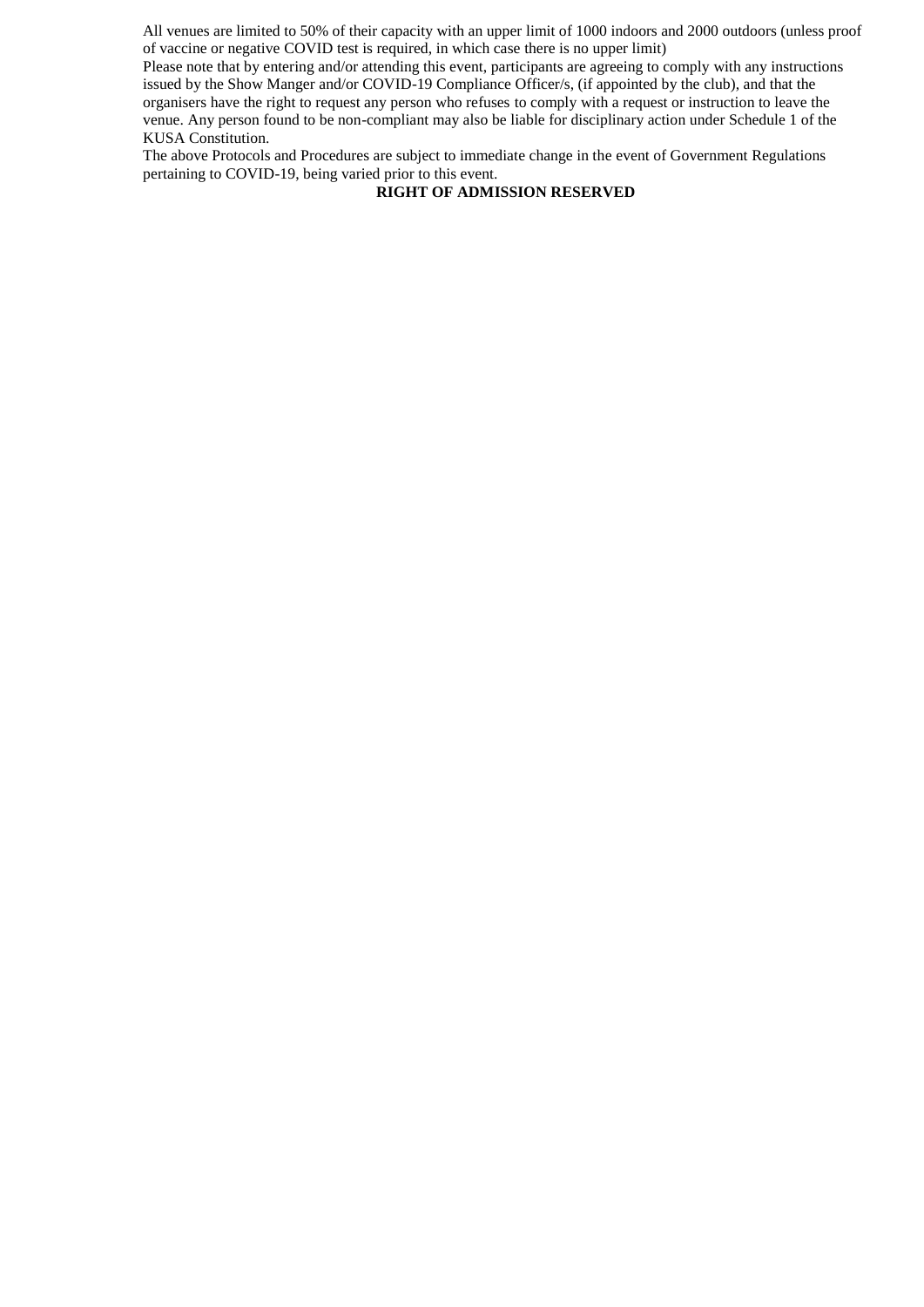All venues are limited to 50% of their capacity with an upper limit of 1000 indoors and 2000 outdoors (unless proof of vaccine or negative COVID test is required, in which case there is no upper limit)

Please note that by entering and/or attending this event, participants are agreeing to comply with any instructions issued by the Show Manger and/or COVID-19 Compliance Officer/s, (if appointed by the club), and that the organisers have the right to request any person who refuses to comply with a request or instruction to leave the venue. Any person found to be non-compliant may also be liable for disciplinary action under Schedule 1 of the KUSA Constitution.

The above Protocols and Procedures are subject to immediate change in the event of Government Regulations pertaining to COVID-19, being varied prior to this event.

**RIGHT OF ADMISSION RESERVED**